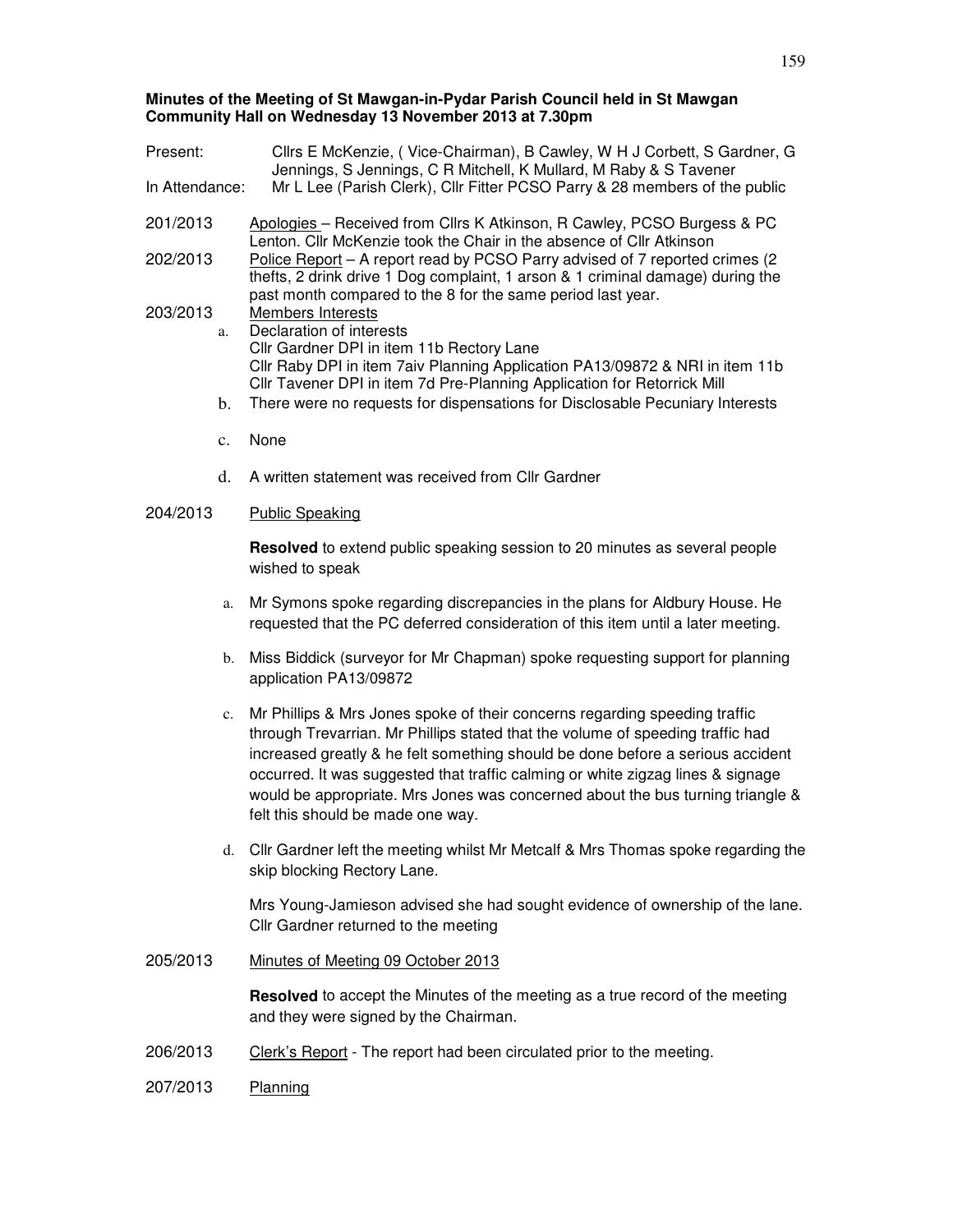**Minutes of the Meeting of St Mawgan-in-Pydar Parish Council held in St Mawgan Community Hall on Wednesday 13 November 2013 at 7.30pm**

Present: Cllrs E McKenzie, ( Vice-Chairman), B Cawley, W H J Corbett, S Gardner, G Jennings, S Jennings, C R Mitchell, K Mullard, M Raby & S Tavener

In Attendance: Mr L Lee (Parish Clerk), Cllr Fitter PCSO Parry & 28 members of the public

201/2013 Apologies – Received from Cllrs K Atkinson, R Cawley, PCSO Burgess & PC Lenton. Cllr McKenzie took the Chair in the absence of Cllr Atkinson

202/2013 Police Report – A report read by PCSO Parry advised of 7 reported crimes (2 thefts, 2 drink drive 1 Dog complaint, 1 arson & 1 criminal damage) during the past month compared to the 8 for the same period last year.

203/2013 Members Interests

a. Declaration of interests
Cllr Gardner DPI in item 11b Rectory Lane
Cllr Raby DPI in item 7aiv Planning Application PA13/09872 & NRI in item 11b
Cllr Tavener DPI in item 7d Pre-Planning Application for Retorrick Mill

b. There were no requests for dispensations for Disclosable Pecuniary Interests

c. None

d. A written statement was received from Cllr Gardner

204/2013 Public Speaking

**Resolved** to extend public speaking session to 20 minutes as several people wished to speak

a. Mr Symons spoke regarding discrepancies in the plans for Aldbury House. He requested that the PC deferred consideration of this item until a later meeting.

b. Miss Biddick (surveyor for Mr Chapman) spoke requesting support for planning application PA13/09872

c. Mr Phillips & Mrs Jones spoke of their concerns regarding speeding traffic through Trevarrian. Mr Phillips stated that the volume of speeding traffic had increased greatly & he felt something should be done before a serious accident occurred. It was suggested that traffic calming or white zigzag lines & signage would be appropriate. Mrs Jones was concerned about the bus turning triangle & felt this should be made one way.

d. Cllr Gardner left the meeting whilst Mr Metcalf & Mrs Thomas spoke regarding the skip blocking Rectory Lane.

Mrs Young-Jamieson advised she had sought evidence of ownership of the lane. Cllr Gardner returned to the meeting

205/2013 Minutes of Meeting 09 October 2013

**Resolved** to accept the Minutes of the meeting as a true record of the meeting and they were signed by the Chairman.

206/2013 Clerk's Report - The report had been circulated prior to the meeting.

207/2013 Planning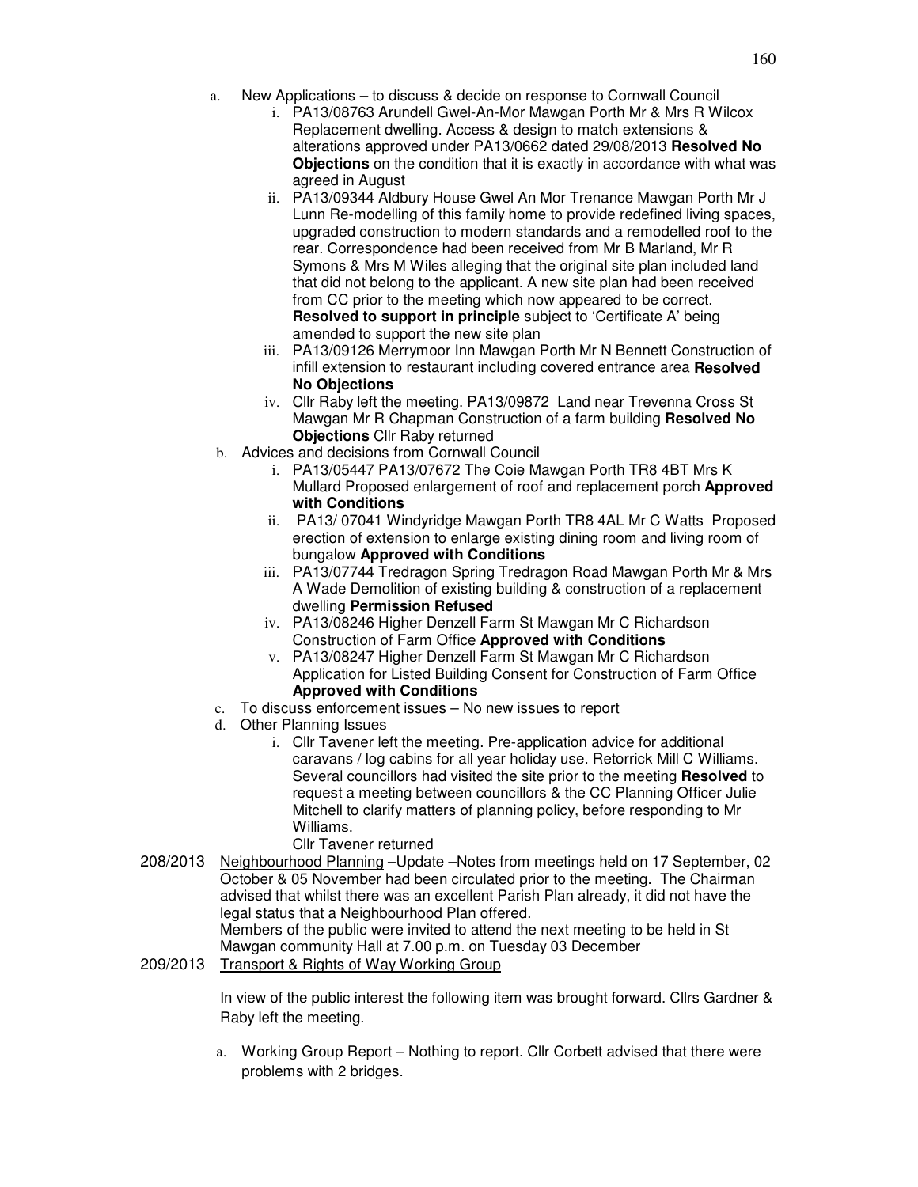a. New Applications – to discuss & decide on response to Cornwall Council
   i. PA13/08763 Arundell Gwel-An-Mor Mawgan Porth Mr & Mrs R Wilcox Replacement dwelling. Access & design to match extensions & alterations approved under PA13/0662 dated 29/08/2013 **Resolved No Objections** on the condition that it is exactly in accordance with what was agreed in August
   ii. PA13/09344 Aldbury House Gwel An Mor Trenance Mawgan Porth Mr J Lunn Re-modelling of this family home to provide redefined living spaces, upgraded construction to modern standards and a remodelled roof to the rear. Correspondence had been received from Mr B Marland, Mr R Symons & Mrs M Wiles alleging that the original site plan included land that did not belong to the applicant. A new site plan had been received from CC prior to the meeting which now appeared to be correct. **Resolved to support in principle** subject to 'Certificate A' being amended to support the new site plan
   iii. PA13/09126 Merrymoor Inn Mawgan Porth Mr N Bennett Construction of infill extension to restaurant including covered entrance area **Resolved No Objections**
   iv. Cllr Raby left the meeting. PA13/09872 Land near Trevenna Cross St Mawgan Mr R Chapman Construction of a farm building **Resolved No Objections** Cllr Raby returned

b. Advices and decisions from Cornwall Council
   i. PA13/05447 PA13/07672 The Coie Mawgan Porth TR8 4BT Mrs K Mullard Proposed enlargement of roof and replacement porch **Approved with Conditions**
   ii. PA13/ 07041 Windyridge Mawgan Porth TR8 4AL Mr C Watts Proposed erection of extension to enlarge existing dining room and living room of bungalow **Approved with Conditions**
   iii. PA13/07744 Tredragon Spring Tredragon Road Mawgan Porth Mr & Mrs A Wade Demolition of existing building & construction of a replacement dwelling **Permission Refused**
   iv. PA13/08246 Higher Denzell Farm St Mawgan Mr C Richardson Construction of Farm Office **Approved with Conditions**
   v. PA13/08247 Higher Denzell Farm St Mawgan Mr C Richardson Application for Listed Building Consent for Construction of Farm Office **Approved with Conditions**

c. To discuss enforcement issues – No new issues to report

d. Other Planning Issues
   i. Cllr Tavener left the meeting. Pre-application advice for additional caravans / log cabins for all year holiday use. Retorrick Mill C Williams. Several councillors had visited the site prior to the meeting **Resolved** to request a meeting between councillors & the CC Planning Officer Julie Mitchell to clarify matters of planning policy, before responding to Mr Williams.
   Cllr Tavener returned

208/2013 Neighbourhood Planning –Update –Notes from meetings held on 17 September, 02 October & 05 November had been circulated prior to the meeting. The Chairman advised that whilst there was an excellent Parish Plan already, it did not have the legal status that a Neighbourhood Plan offered.
Members of the public were invited to attend the next meeting to be held in St Mawgan community Hall at 7.00 p.m. on Tuesday 03 December

209/2013 Transport & Rights of Way Working Group

In view of the public interest the following item was brought forward. Cllrs Gardner & Raby left the meeting.

a. Working Group Report – Nothing to report. Cllr Corbett advised that there were problems with 2 bridges.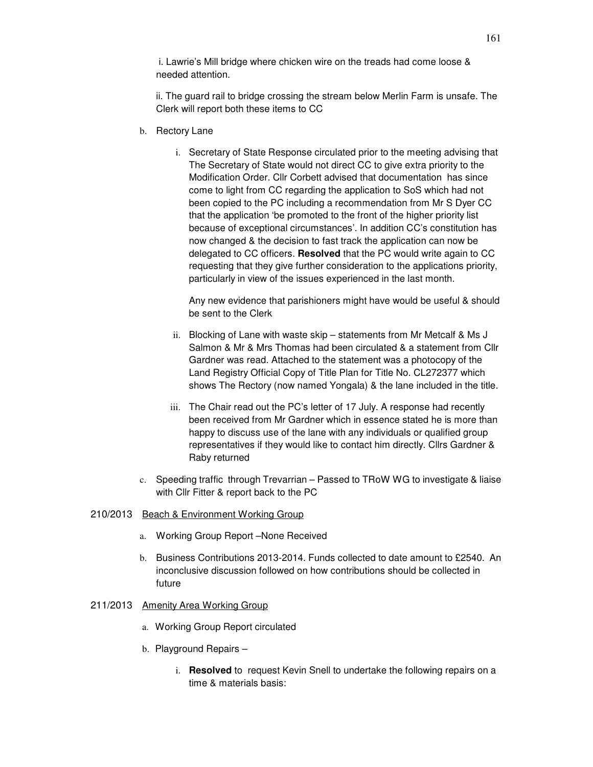i. Lawrie's Mill bridge where chicken wire on the treads had come loose & needed attention.

ii. The guard rail to bridge crossing the stream below Merlin Farm is unsafe. The Clerk will report both these items to CC

b. Rectory Lane

   i. Secretary of State Response circulated prior to the meeting advising that The Secretary of State would not direct CC to give extra priority to the Modification Order. Cllr Corbett advised that documentation has since come to light from CC regarding the application to SoS which had not been copied to the PC including a recommendation from Mr S Dyer CC that the application 'be promoted to the front of the higher priority list because of exceptional circumstances'. In addition CC's constitution has now changed & the decision to fast track the application can now be delegated to CC officers. **Resolved** that the PC would write again to CC requesting that they give further consideration to the applications priority, particularly in view of the issues experienced in the last month.

      Any new evidence that parishioners might have would be useful & should be sent to the Clerk

   ii. Blocking of Lane with waste skip – statements from Mr Metcalf & Ms J Salmon & Mr & Mrs Thomas had been circulated & a statement from Cllr Gardner was read. Attached to the statement was a photocopy of the Land Registry Official Copy of Title Plan for Title No. CL272377 which shows The Rectory (now named Yongala) & the lane included in the title.

   iii. The Chair read out the PC's letter of 17 July. A response had recently been received from Mr Gardner which in essence stated he is more than happy to discuss use of the lane with any individuals or qualified group representatives if they would like to contact him directly. Cllrs Gardner & Raby returned

c. Speeding traffic through Trevarrian – Passed to TRoW WG to investigate & liaise with Cllr Fitter & report back to the PC

210/2013 Beach & Environment Working Group

a. Working Group Report –None Received

b. Business Contributions 2013-2014. Funds collected to date amount to £2540. An inconclusive discussion followed on how contributions should be collected in future

211/2013 Amenity Area Working Group

a. Working Group Report circulated

b. Playground Repairs –

   i. **Resolved** to request Kevin Snell to undertake the following repairs on a time & materials basis: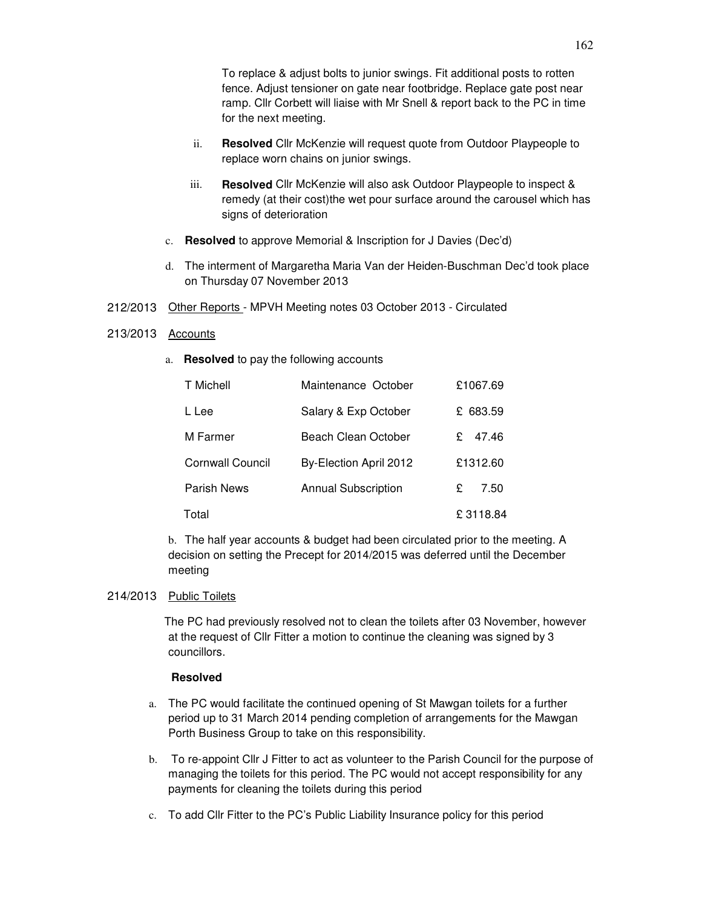To replace & adjust bolts to junior swings. Fit additional posts to rotten fence. Adjust tensioner on gate near footbridge. Replace gate post near ramp. Cllr Corbett will liaise with Mr Snell & report back to the PC in time for the next meeting.

ii. **Resolved** Cllr McKenzie will request quote from Outdoor Playpeople to replace worn chains on junior swings.

iii. **Resolved** Cllr McKenzie will also ask Outdoor Playpeople to inspect & remedy (at their cost)the wet pour surface around the carousel which has signs of deterioration

c. **Resolved** to approve Memorial & Inscription for J Davies (Dec'd)

d. The interment of Margaretha Maria Van der Heiden-Buschman Dec'd took place on Thursday 07 November 2013

212/2013 Other Reports - MPVH Meeting notes 03 October 2013 - Circulated

213/2013 Accounts

a. **Resolved** to pay the following accounts

| | | |
|---|---|---|
| T Michell | Maintenance October | £1067.69 |
| L Lee | Salary & Exp October | £ 683.59 |
| M Farmer | Beach Clean October | £ 47.46 |
| Cornwall Council | By-Election April 2012 | £1312.60 |
| Parish News | Annual Subscription | £ 7.50 |
| Total | | £ 3118.84 |

b. The half year accounts & budget had been circulated prior to the meeting. A decision on setting the Precept for 2014/2015 was deferred until the December meeting

214/2013 Public Toilets

The PC had previously resolved not to clean the toilets after 03 November, however at the request of Cllr Fitter a motion to continue the cleaning was signed by 3 councillors.

**Resolved**

a. The PC would facilitate the continued opening of St Mawgan toilets for a further period up to 31 March 2014 pending completion of arrangements for the Mawgan Porth Business Group to take on this responsibility.

b. To re-appoint Cllr J Fitter to act as volunteer to the Parish Council for the purpose of managing the toilets for this period. The PC would not accept responsibility for any payments for cleaning the toilets during this period

c. To add Cllr Fitter to the PC's Public Liability Insurance policy for this period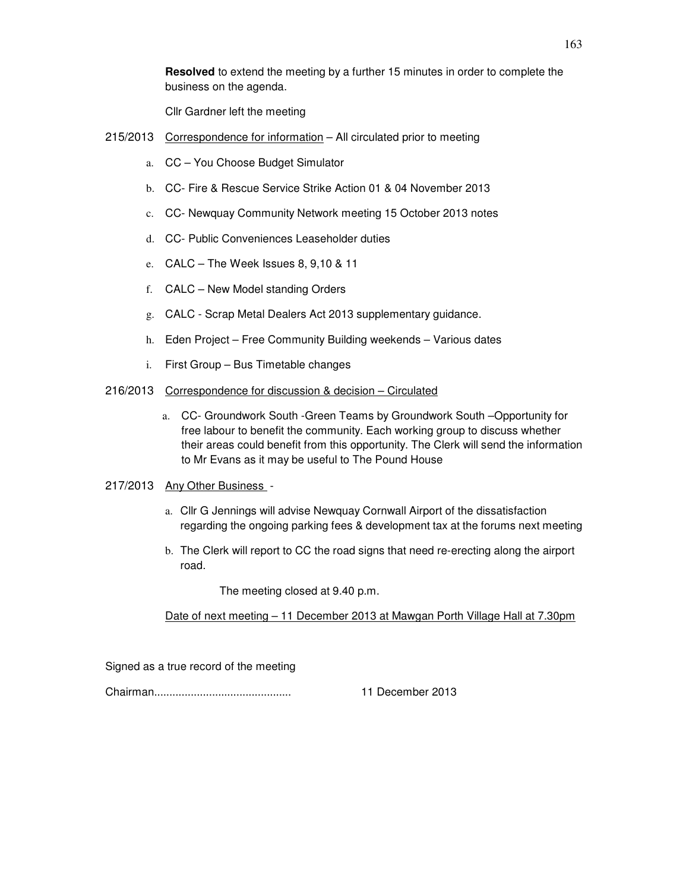**Resolved** to extend the meeting by a further 15 minutes in order to complete the business on the agenda.

Cllr Gardner left the meeting

215/2013 Correspondence for information – All circulated prior to meeting

a. CC – You Choose Budget Simulator
b. CC- Fire & Rescue Service Strike Action 01 & 04 November 2013
c. CC- Newquay Community Network meeting 15 October 2013 notes
d. CC- Public Conveniences Leaseholder duties
e. CALC – The Week Issues 8, 9,10 & 11
f. CALC – New Model standing Orders
g. CALC - Scrap Metal Dealers Act 2013 supplementary guidance.
h. Eden Project – Free Community Building weekends – Various dates
i. First Group – Bus Timetable changes

216/2013 Correspondence for discussion & decision – Circulated

a. CC- Groundwork South -Green Teams by Groundwork South –Opportunity for free labour to benefit the community. Each working group to discuss whether their areas could benefit from this opportunity. The Clerk will send the information to Mr Evans as it may be useful to The Pound House

217/2013 Any Other Business -

a. Cllr G Jennings will advise Newquay Cornwall Airport of the dissatisfaction regarding the ongoing parking fees & development tax at the forums next meeting
b. The Clerk will report to CC the road signs that need re-erecting along the airport road.

The meeting closed at 9.40 p.m.

Date of next meeting – 11 December 2013 at Mawgan Porth Village Hall at 7.30pm

Signed as a true record of the meeting

Chairman............................................ 11 December 2013